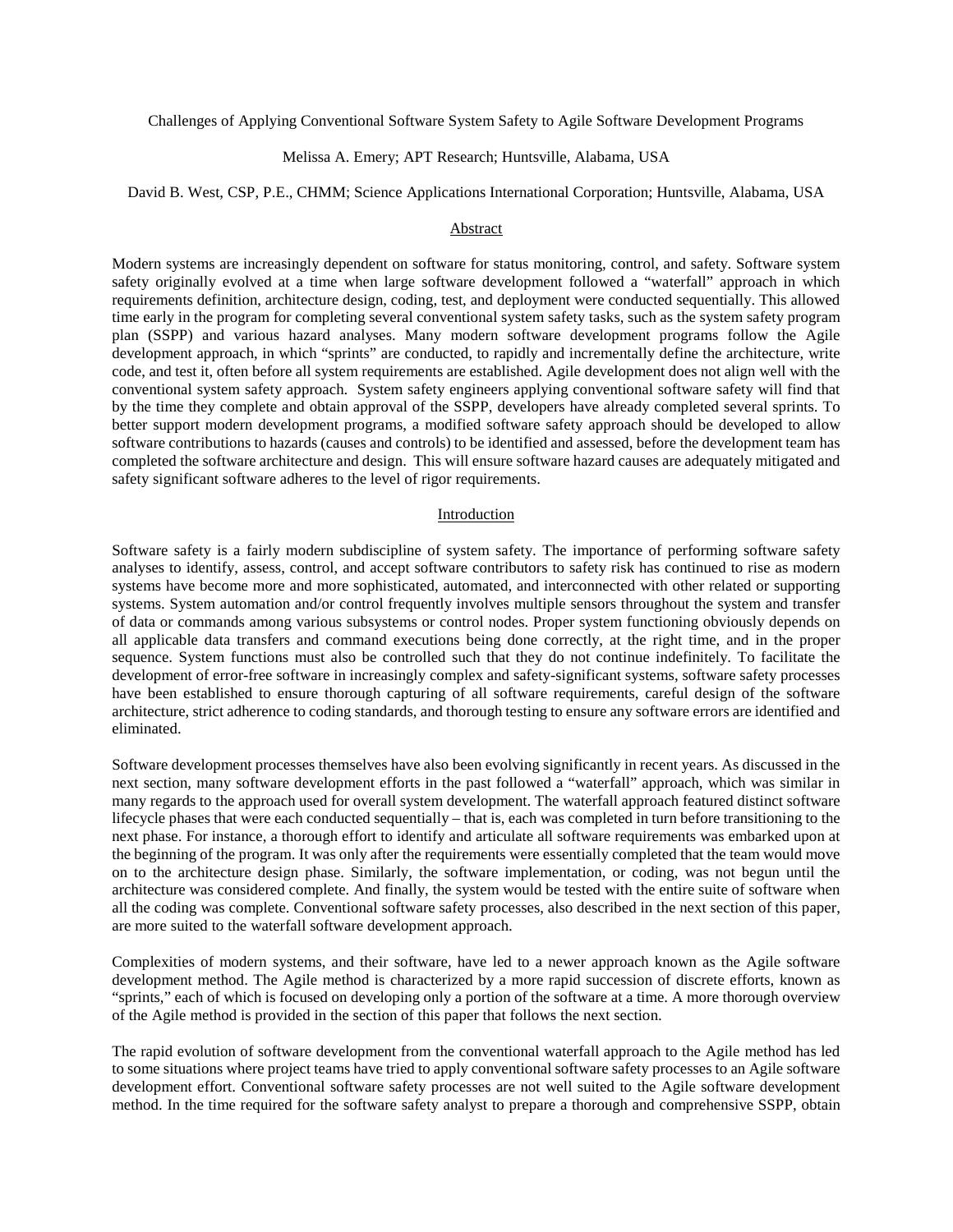# Challenges of Applying Conventional Software System Safety to Agile Software Development Programs

Melissa A. Emery; APT Research; Huntsville, Alabama, USA

David B. West, CSP, P.E., CHMM; Science Applications International Corporation; Huntsville, Alabama, USA

## Abstract

Modern systems are increasingly dependent on software for status monitoring, control, and safety. Software system safety originally evolved at a time when large software development followed a "waterfall" approach in which requirements definition, architecture design, coding, test, and deployment were conducted sequentially. This allowed time early in the program for completing several conventional system safety tasks, such as the system safety program plan (SSPP) and various hazard analyses. Many modern software development programs follow the Agile development approach, in which "sprints" are conducted, to rapidly and incrementally define the architecture, write code, and test it, often before all system requirements are established. Agile development does not align well with the conventional system safety approach. System safety engineers applying conventional software safety will find that by the time they complete and obtain approval of the SSPP, developers have already completed several sprints. To better support modern development programs, a modified software safety approach should be developed to allow software contributions to hazards (causes and controls) to be identified and assessed, before the development team has completed the software architecture and design. This will ensure software hazard causes are adequately mitigated and safety significant software adheres to the level of rigor requirements.

## Introduction

Software safety is a fairly modern subdiscipline of system safety. The importance of performing software safety analyses to identify, assess, control, and accept software contributors to safety risk has continued to rise as modern systems have become more and more sophisticated, automated, and interconnected with other related or supporting systems. System automation and/or control frequently involves multiple sensors throughout the system and transfer of data or commands among various subsystems or control nodes. Proper system functioning obviously depends on all applicable data transfers and command executions being done correctly, at the right time, and in the proper sequence. System functions must also be controlled such that they do not continue indefinitely. To facilitate the development of error-free software in increasingly complex and safety-significant systems, software safety processes have been established to ensure thorough capturing of all software requirements, careful design of the software architecture, strict adherence to coding standards, and thorough testing to ensure any software errors are identified and eliminated.

Software development processes themselves have also been evolving significantly in recent years. As discussed in the next section, many software development efforts in the past followed a "waterfall" approach, which was similar in many regards to the approach used for overall system development. The waterfall approach featured distinct software lifecycle phases that were each conducted sequentially – that is, each was completed in turn before transitioning to the next phase. For instance, a thorough effort to identify and articulate all software requirements was embarked upon at the beginning of the program. It was only after the requirements were essentially completed that the team would move on to the architecture design phase. Similarly, the software implementation, or coding, was not begun until the architecture was considered complete. And finally, the system would be tested with the entire suite of software when all the coding was complete. Conventional software safety processes, also described in the next section of this paper, are more suited to the waterfall software development approach.

Complexities of modern systems, and their software, have led to a newer approach known as the Agile software development method. The Agile method is characterized by a more rapid succession of discrete efforts, known as "sprints," each of which is focused on developing only a portion of the software at a time. A more thorough overview of the Agile method is provided in the section of this paper that follows the next section.

The rapid evolution of software development from the conventional waterfall approach to the Agile method has led to some situations where project teams have tried to apply conventional software safety processes to an Agile software development effort. Conventional software safety processes are not well suited to the Agile software development method. In the time required for the software safety analyst to prepare a thorough and comprehensive SSPP, obtain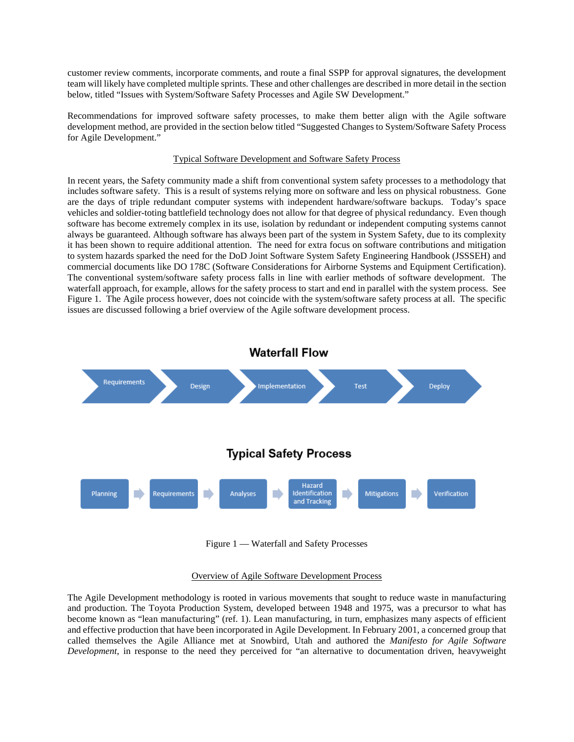customer review comments, incorporate comments, and route a final SSPP for approval signatures, the development team will likely have completed multiple sprints. These and other challenges are described in more detail in the section below, titled "Issues with System/Software Safety Processes and Agile SW Development."

Recommendations for improved software safety processes, to make them better align with the Agile software development method, are provided in the section below titled "Suggested Changes to System/Software Safety Process for Agile Development."

## Typical Software Development and Software Safety Process

In recent years, the Safety community made a shift from conventional system safety processes to a methodology that includes software safety. This is a result of systems relying more on software and less on physical robustness. Gone are the days of triple redundant computer systems with independent hardware/software backups. Today's space vehicles and soldier-toting battlefield technology does not allow for that degree of physical redundancy. Even though software has become extremely complex in its use, isolation by redundant or independent computing systems cannot always be guaranteed. Although software has always been part of the system in System Safety, due to its complexity it has been shown to require additional attention. The need for extra focus on software contributions and mitigation to system hazards sparked the need for the DoD Joint Software System Safety Engineering Handbook (JSSSEH) and commercial documents like DO 178C (Software Considerations for Airborne Systems and Equipment Certification). The conventional system/software safety process falls in line with earlier methods of software development. The waterfall approach, for example, allows for the safety process to start and end in parallel with the system process. See Figure 1. The Agile process however, does not coincide with the system/software safety process at all. The specific issues are discussed following a brief overview of the Agile software development process.

**Waterfall Flow**

Requirements → Design → Implementation → Test → Deploy

**Typical Safety Process**

Planning → Requirements → Analyses → Hazard Identification and Tracking → Mitigations → Verification

Figure 1 — Waterfall and Safety Processes

## Overview of Agile Software Development Process

The Agile Development methodology is rooted in various movements that sought to reduce waste in manufacturing and production. The Toyota Production System, developed between 1948 and 1975, was a precursor to what has become known as "lean manufacturing" (ref. 1). Lean manufacturing, in turn, emphasizes many aspects of efficient and effective production that have been incorporated in Agile Development. In February 2001, a concerned group that called themselves the Agile Alliance met at Snowbird, Utah and authored the *Manifesto for Agile Software Development*, in response to the need they perceived for "an alternative to documentation driven, heavyweight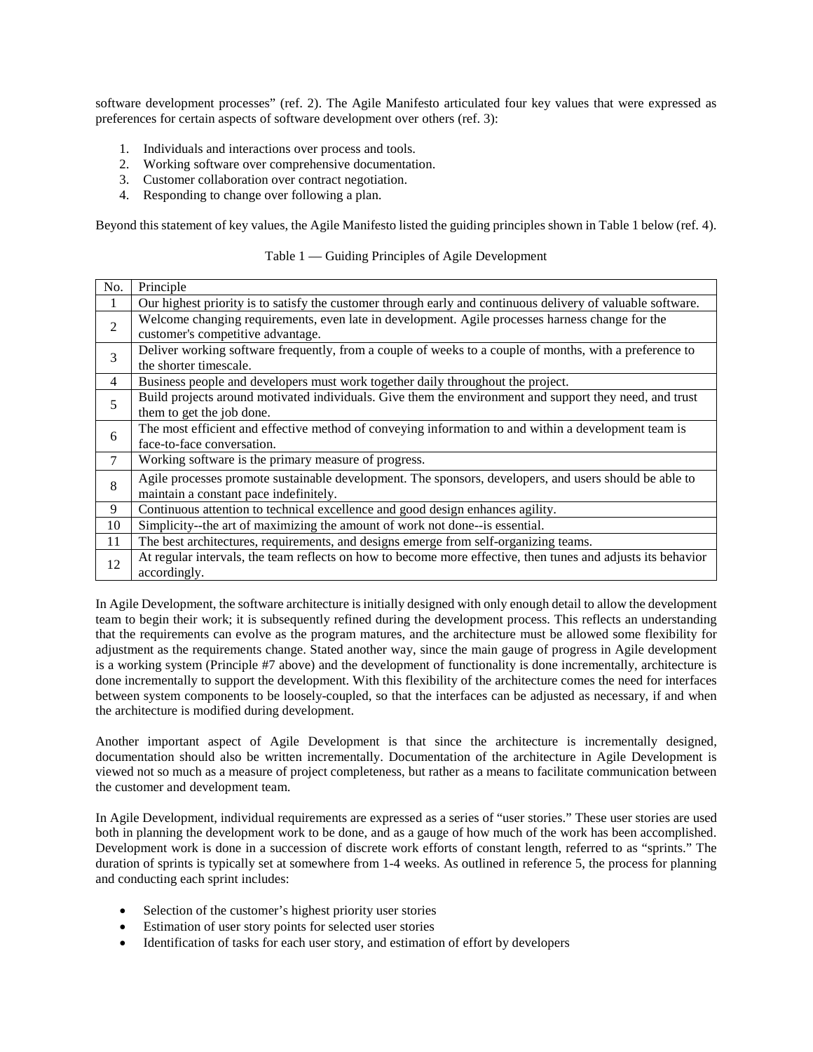software development processes" (ref. 2). The Agile Manifesto articulated four key values that were expressed as preferences for certain aspects of software development over others (ref. 3):

1. Individuals and interactions over process and tools.
2. Working software over comprehensive documentation.
3. Customer collaboration over contract negotiation.
4. Responding to change over following a plan.

Beyond this statement of key values, the Agile Manifesto listed the guiding principles shown in Table 1 below (ref. 4).

Table 1 — Guiding Principles of Agile Development

| No. | Principle |
|---|---|
| 1 | Our highest priority is to satisfy the customer through early and continuous delivery of valuable software. |
| 2 | Welcome changing requirements, even late in development. Agile processes harness change for the customer's competitive advantage. |
| 3 | Deliver working software frequently, from a couple of weeks to a couple of months, with a preference to the shorter timescale. |
| 4 | Business people and developers must work together daily throughout the project. |
| 5 | Build projects around motivated individuals. Give them the environment and support they need, and trust them to get the job done. |
| 6 | The most efficient and effective method of conveying information to and within a development team is face-to-face conversation. |
| 7 | Working software is the primary measure of progress. |
| 8 | Agile processes promote sustainable development. The sponsors, developers, and users should be able to maintain a constant pace indefinitely. |
| 9 | Continuous attention to technical excellence and good design enhances agility. |
| 10 | Simplicity--the art of maximizing the amount of work not done--is essential. |
| 11 | The best architectures, requirements, and designs emerge from self-organizing teams. |
| 12 | At regular intervals, the team reflects on how to become more effective, then tunes and adjusts its behavior accordingly. |

In Agile Development, the software architecture is initially designed with only enough detail to allow the development team to begin their work; it is subsequently refined during the development process. This reflects an understanding that the requirements can evolve as the program matures, and the architecture must be allowed some flexibility for adjustment as the requirements change. Stated another way, since the main gauge of progress in Agile development is a working system (Principle #7 above) and the development of functionality is done incrementally, architecture is done incrementally to support the development. With this flexibility of the architecture comes the need for interfaces between system components to be loosely-coupled, so that the interfaces can be adjusted as necessary, if and when the architecture is modified during development.

Another important aspect of Agile Development is that since the architecture is incrementally designed, documentation should also be written incrementally. Documentation of the architecture in Agile Development is viewed not so much as a measure of project completeness, but rather as a means to facilitate communication between the customer and development team.

In Agile Development, individual requirements are expressed as a series of "user stories." These user stories are used both in planning the development work to be done, and as a gauge of how much of the work has been accomplished. Development work is done in a succession of discrete work efforts of constant length, referred to as "sprints." The duration of sprints is typically set at somewhere from 1-4 weeks. As outlined in reference 5, the process for planning and conducting each sprint includes:

- Selection of the customer's highest priority user stories
- Estimation of user story points for selected user stories
- Identification of tasks for each user story, and estimation of effort by developers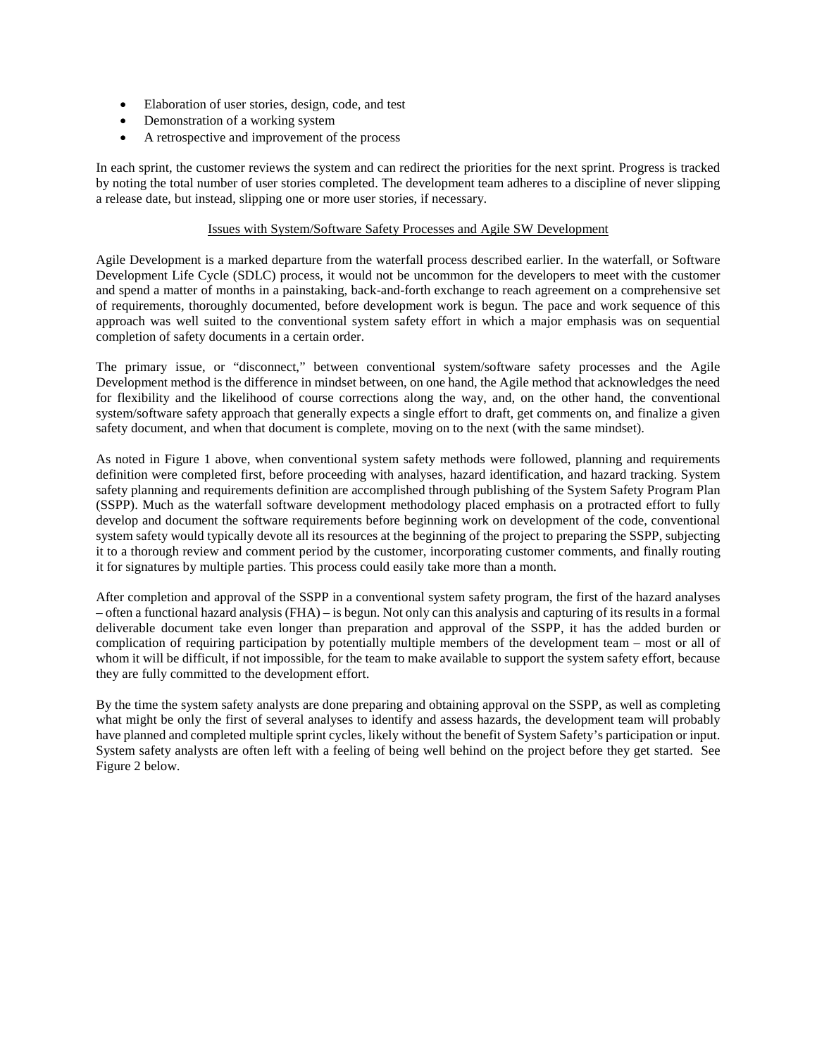- Elaboration of user stories, design, code, and test
- Demonstration of a working system
- A retrospective and improvement of the process

In each sprint, the customer reviews the system and can redirect the priorities for the next sprint. Progress is tracked by noting the total number of user stories completed. The development team adheres to a discipline of never slipping a release date, but instead, slipping one or more user stories, if necessary.

## Issues with System/Software Safety Processes and Agile SW Development

Agile Development is a marked departure from the waterfall process described earlier. In the waterfall, or Software Development Life Cycle (SDLC) process, it would not be uncommon for the developers to meet with the customer and spend a matter of months in a painstaking, back-and-forth exchange to reach agreement on a comprehensive set of requirements, thoroughly documented, before development work is begun. The pace and work sequence of this approach was well suited to the conventional system safety effort in which a major emphasis was on sequential completion of safety documents in a certain order.

The primary issue, or "disconnect," between conventional system/software safety processes and the Agile Development method is the difference in mindset between, on one hand, the Agile method that acknowledges the need for flexibility and the likelihood of course corrections along the way, and, on the other hand, the conventional system/software safety approach that generally expects a single effort to draft, get comments on, and finalize a given safety document, and when that document is complete, moving on to the next (with the same mindset).

As noted in Figure 1 above, when conventional system safety methods were followed, planning and requirements definition were completed first, before proceeding with analyses, hazard identification, and hazard tracking. System safety planning and requirements definition are accomplished through publishing of the System Safety Program Plan (SSPP). Much as the waterfall software development methodology placed emphasis on a protracted effort to fully develop and document the software requirements before beginning work on development of the code, conventional system safety would typically devote all its resources at the beginning of the project to preparing the SSPP, subjecting it to a thorough review and comment period by the customer, incorporating customer comments, and finally routing it for signatures by multiple parties. This process could easily take more than a month.

After completion and approval of the SSPP in a conventional system safety program, the first of the hazard analyses – often a functional hazard analysis (FHA) – is begun. Not only can this analysis and capturing of its results in a formal deliverable document take even longer than preparation and approval of the SSPP, it has the added burden or complication of requiring participation by potentially multiple members of the development team – most or all of whom it will be difficult, if not impossible, for the team to make available to support the system safety effort, because they are fully committed to the development effort.

By the time the system safety analysts are done preparing and obtaining approval on the SSPP, as well as completing what might be only the first of several analyses to identify and assess hazards, the development team will probably have planned and completed multiple sprint cycles, likely without the benefit of System Safety's participation or input. System safety analysts are often left with a feeling of being well behind on the project before they get started. See Figure 2 below.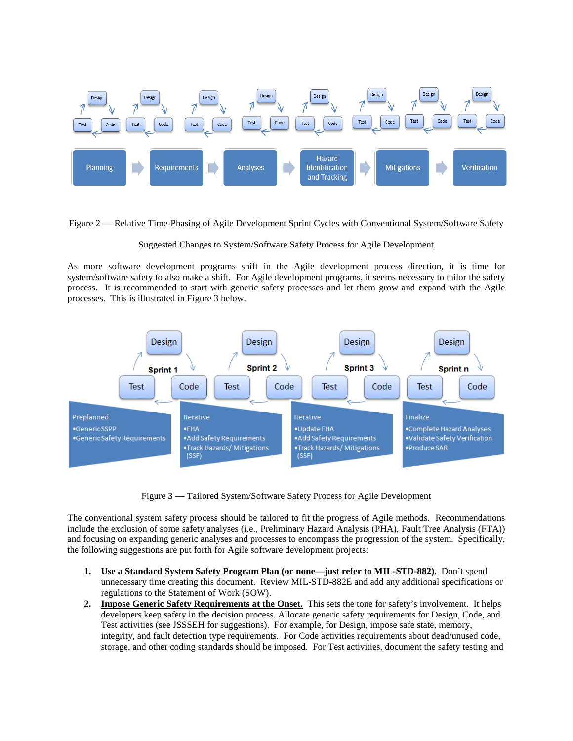Figure 2 — Relative Time-Phasing of Agile Development Sprint Cycles with Conventional System/Software Safety

## Suggested Changes to System/Software Safety Process for Agile Development

As more software development programs shift in the Agile development process direction, it is time for system/software safety to also make a shift. For Agile development programs, it seems necessary to tailor the safety process. It is recommended to start with generic safety processes and let them grow and expand with the Agile processes. This is illustrated in Figure 3 below.

Figure 3 — Tailored System/Software Safety Process for Agile Development

The conventional system safety process should be tailored to fit the progress of Agile methods. Recommendations include the exclusion of some safety analyses (i.e., Preliminary Hazard Analysis (PHA), Fault Tree Analysis (FTA)) and focusing on expanding generic analyses and processes to encompass the progression of the system. Specifically, the following suggestions are put forth for Agile software development projects:

1. **Use a Standard System Safety Program Plan (or none—just refer to MIL-STD-882).** Don't spend unnecessary time creating this document. Review MIL-STD-882E and add any additional specifications or regulations to the Statement of Work (SOW).
2. **Impose Generic Safety Requirements at the Onset.** This sets the tone for safety's involvement. It helps developers keep safety in the decision process. Allocate generic safety requirements for Design, Code, and Test activities (see JSSSEH for suggestions). For example, for Design, impose safe state, memory, integrity, and fault detection type requirements. For Code activities requirements about dead/unused code, storage, and other coding standards should be imposed. For Test activities, document the safety testing and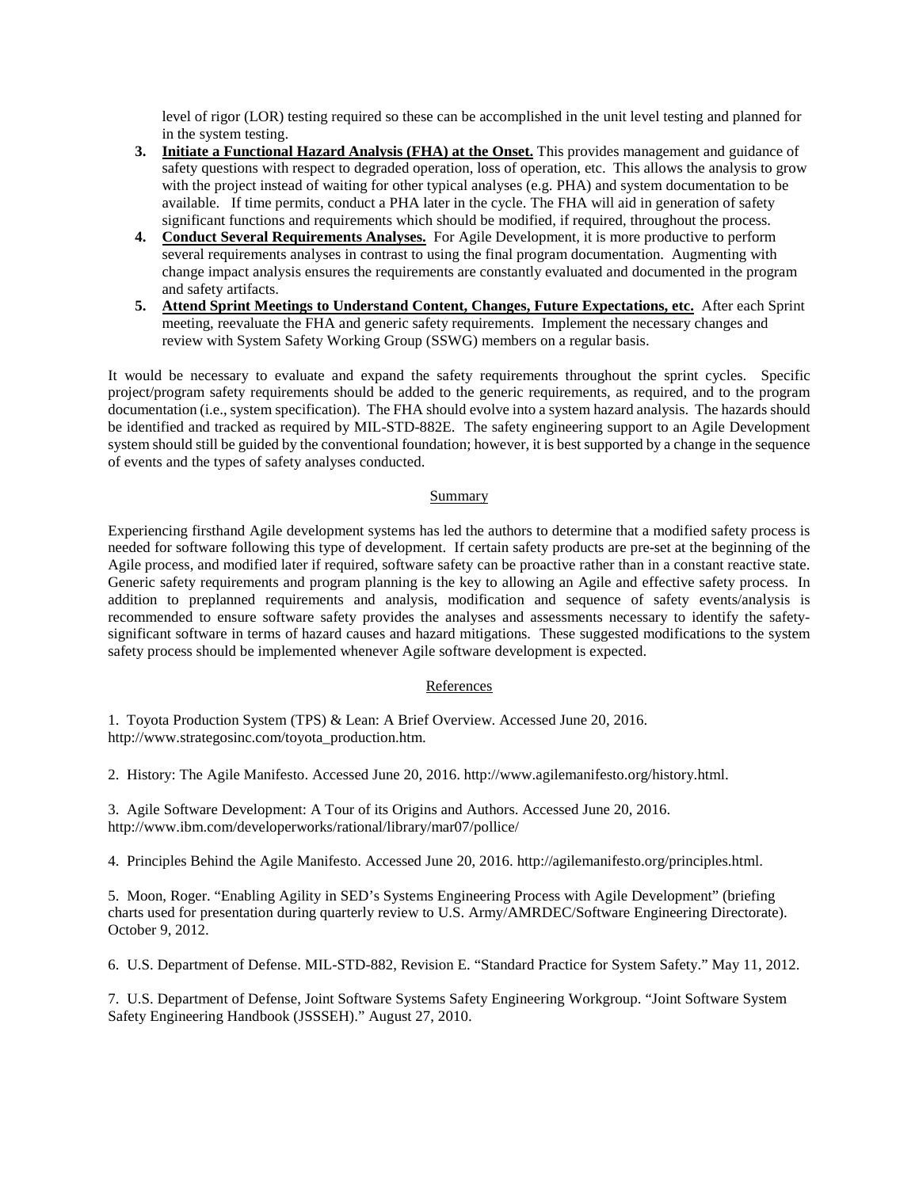level of rigor (LOR) testing required so these can be accomplished in the unit level testing and planned for in the system testing.

3. **Initiate a Functional Hazard Analysis (FHA) at the Onset.** This provides management and guidance of safety questions with respect to degraded operation, loss of operation, etc. This allows the analysis to grow with the project instead of waiting for other typical analyses (e.g. PHA) and system documentation to be available. If time permits, conduct a PHA later in the cycle. The FHA will aid in generation of safety significant functions and requirements which should be modified, if required, throughout the process.
4. **Conduct Several Requirements Analyses.** For Agile Development, it is more productive to perform several requirements analyses in contrast to using the final program documentation. Augmenting with change impact analysis ensures the requirements are constantly evaluated and documented in the program and safety artifacts.
5. **Attend Sprint Meetings to Understand Content, Changes, Future Expectations, etc.** After each Sprint meeting, reevaluate the FHA and generic safety requirements. Implement the necessary changes and review with System Safety Working Group (SSWG) members on a regular basis.

It would be necessary to evaluate and expand the safety requirements throughout the sprint cycles. Specific project/program safety requirements should be added to the generic requirements, as required, and to the program documentation (i.e., system specification). The FHA should evolve into a system hazard analysis. The hazards should be identified and tracked as required by MIL-STD-882E. The safety engineering support to an Agile Development system should still be guided by the conventional foundation; however, it is best supported by a change in the sequence of events and the types of safety analyses conducted.

## Summary

Experiencing firsthand Agile development systems has led the authors to determine that a modified safety process is needed for software following this type of development. If certain safety products are pre-set at the beginning of the Agile process, and modified later if required, software safety can be proactive rather than in a constant reactive state. Generic safety requirements and program planning is the key to allowing an Agile and effective safety process. In addition to preplanned requirements and analysis, modification and sequence of safety events/analysis is recommended to ensure software safety provides the analyses and assessments necessary to identify the safety-significant software in terms of hazard causes and hazard mitigations. These suggested modifications to the system safety process should be implemented whenever Agile software development is expected.

## References

1. Toyota Production System (TPS) & Lean: A Brief Overview. Accessed June 20, 2016. http://www.strategosinc.com/toyota_production.htm.

2. History: The Agile Manifesto. Accessed June 20, 2016. http://www.agilemanifesto.org/history.html.

3. Agile Software Development: A Tour of its Origins and Authors. Accessed June 20, 2016. http://www.ibm.com/developerworks/rational/library/mar07/pollice/

4. Principles Behind the Agile Manifesto. Accessed June 20, 2016. http://agilemanifesto.org/principles.html.

5. Moon, Roger. "Enabling Agility in SED's Systems Engineering Process with Agile Development" (briefing charts used for presentation during quarterly review to U.S. Army/AMRDEC/Software Engineering Directorate). October 9, 2012.

6. U.S. Department of Defense. MIL-STD-882, Revision E. "Standard Practice for System Safety." May 11, 2012.

7. U.S. Department of Defense, Joint Software Systems Safety Engineering Workgroup. "Joint Software System Safety Engineering Handbook (JSSSEH)." August 27, 2010.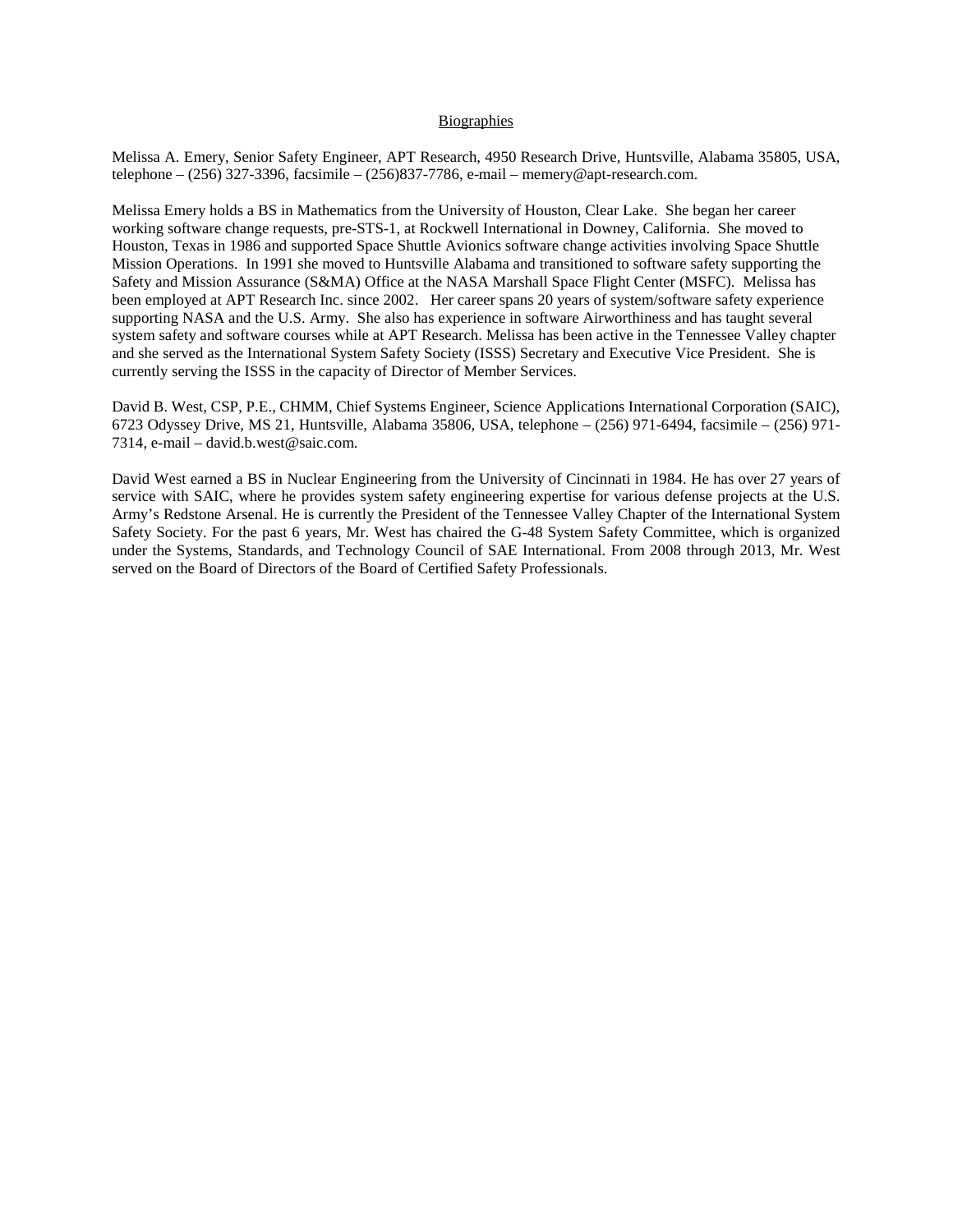## Biographies

Melissa A. Emery, Senior Safety Engineer, APT Research, 4950 Research Drive, Huntsville, Alabama 35805, USA, telephone – (256) 327-3396, facsimile – (256)837-7786, e-mail – memery@apt-research.com.

Melissa Emery holds a BS in Mathematics from the University of Houston, Clear Lake. She began her career working software change requests, pre-STS-1, at Rockwell International in Downey, California. She moved to Houston, Texas in 1986 and supported Space Shuttle Avionics software change activities involving Space Shuttle Mission Operations. In 1991 she moved to Huntsville Alabama and transitioned to software safety supporting the Safety and Mission Assurance (S&MA) Office at the NASA Marshall Space Flight Center (MSFC). Melissa has been employed at APT Research Inc. since 2002. Her career spans 20 years of system/software safety experience supporting NASA and the U.S. Army. She also has experience in software Airworthiness and has taught several system safety and software courses while at APT Research. Melissa has been active in the Tennessee Valley chapter and she served as the International System Safety Society (ISSS) Secretary and Executive Vice President. She is currently serving the ISSS in the capacity of Director of Member Services.

David B. West, CSP, P.E., CHMM, Chief Systems Engineer, Science Applications International Corporation (SAIC), 6723 Odyssey Drive, MS 21, Huntsville, Alabama 35806, USA, telephone – (256) 971-6494, facsimile – (256) 971-7314, e-mail – david.b.west@saic.com.

David West earned a BS in Nuclear Engineering from the University of Cincinnati in 1984. He has over 27 years of service with SAIC, where he provides system safety engineering expertise for various defense projects at the U.S. Army's Redstone Arsenal. He is currently the President of the Tennessee Valley Chapter of the International System Safety Society. For the past 6 years, Mr. West has chaired the G-48 System Safety Committee, which is organized under the Systems, Standards, and Technology Council of SAE International. From 2008 through 2013, Mr. West served on the Board of Directors of the Board of Certified Safety Professionals.